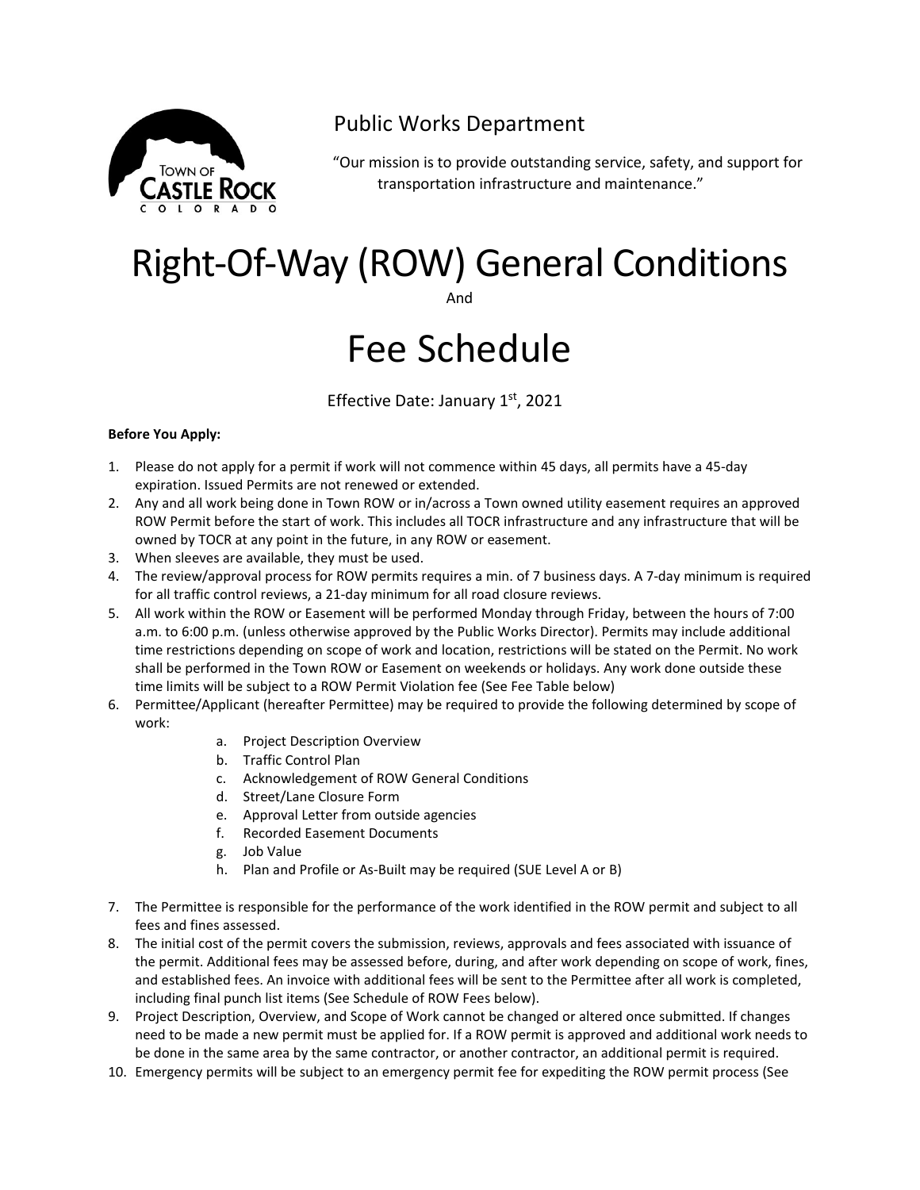Public Works Department

"Our mission is to provide outstanding service, safety, and support for transportation infrastructure and maintenance."

# Right-Of-Way (ROW) General Conditions

And

# Fee Schedule

Effective Date: January 1st, 2021

**Before You Apply:**

1. Please do not apply for a permit if work will not commence within 45 days, all permits have a 45-day expiration. Issued Permits are not renewed or extended.
2. Any and all work being done in Town ROW or in/across a Town owned utility easement requires an approved ROW Permit before the start of work. This includes all TOCR infrastructure and any infrastructure that will be owned by TOCR at any point in the future, in any ROW or easement.
3. When sleeves are available, they must be used.
4. The review/approval process for ROW permits requires a min. of 7 business days. A 7-day minimum is required for all traffic control reviews, a 21-day minimum for all road closure reviews.
5. All work within the ROW or Easement will be performed Monday through Friday, between the hours of 7:00 a.m. to 6:00 p.m. (unless otherwise approved by the Public Works Director). Permits may include additional time restrictions depending on scope of work and location, restrictions will be stated on the Permit. No work shall be performed in the Town ROW or Easement on weekends or holidays. Any work done outside these time limits will be subject to a ROW Permit Violation fee (See Fee Table below)
6. Permittee/Applicant (hereafter Permittee) may be required to provide the following determined by scope of work:
   a. Project Description Overview
   b. Traffic Control Plan
   c. Acknowledgement of ROW General Conditions
   d. Street/Lane Closure Form
   e. Approval Letter from outside agencies
   f. Recorded Easement Documents
   g. Job Value
   h. Plan and Profile or As-Built may be required (SUE Level A or B)
7. The Permittee is responsible for the performance of the work identified in the ROW permit and subject to all fees and fines assessed.
8. The initial cost of the permit covers the submission, reviews, approvals and fees associated with issuance of the permit. Additional fees may be assessed before, during, and after work depending on scope of work, fines, and established fees. An invoice with additional fees will be sent to the Permittee after all work is completed, including final punch list items (See Schedule of ROW Fees below).
9. Project Description, Overview, and Scope of Work cannot be changed or altered once submitted. If changes need to be made a new permit must be applied for. If a ROW permit is approved and additional work needs to be done in the same area by the same contractor, or another contractor, an additional permit is required.
10. Emergency permits will be subject to an emergency permit fee for expediting the ROW permit process (See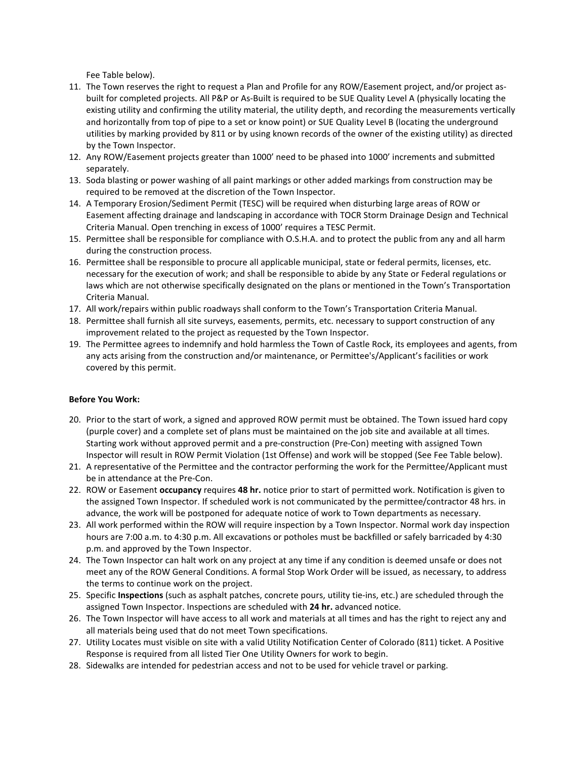Fee Table below).

11. The Town reserves the right to request a Plan and Profile for any ROW/Easement project, and/or project as-built for completed projects. All P&P or As-Built is required to be SUE Quality Level A (physically locating the existing utility and confirming the utility material, the utility depth, and recording the measurements vertically and horizontally from top of pipe to a set or know point) or SUE Quality Level B (locating the underground utilities by marking provided by 811 or by using known records of the owner of the existing utility) as directed by the Town Inspector.
12. Any ROW/Easement projects greater than 1000' need to be phased into 1000' increments and submitted separately.
13. Soda blasting or power washing of all paint markings or other added markings from construction may be required to be removed at the discretion of the Town Inspector.
14. A Temporary Erosion/Sediment Permit (TESC) will be required when disturbing large areas of ROW or Easement affecting drainage and landscaping in accordance with TOCR Storm Drainage Design and Technical Criteria Manual. Open trenching in excess of 1000' requires a TESC Permit.
15. Permittee shall be responsible for compliance with O.S.H.A. and to protect the public from any and all harm during the construction process.
16. Permittee shall be responsible to procure all applicable municipal, state or federal permits, licenses, etc. necessary for the execution of work; and shall be responsible to abide by any State or Federal regulations or laws which are not otherwise specifically designated on the plans or mentioned in the Town's Transportation Criteria Manual.
17. All work/repairs within public roadways shall conform to the Town's Transportation Criteria Manual.
18. Permittee shall furnish all site surveys, easements, permits, etc. necessary to support construction of any improvement related to the project as requested by the Town Inspector.
19. The Permittee agrees to indemnify and hold harmless the Town of Castle Rock, its employees and agents, from any acts arising from the construction and/or maintenance, or Permittee's/Applicant's facilities or work covered by this permit.

**Before You Work:**

20. Prior to the start of work, a signed and approved ROW permit must be obtained. The Town issued hard copy (purple cover) and a complete set of plans must be maintained on the job site and available at all times. Starting work without approved permit and a pre-construction (Pre-Con) meeting with assigned Town Inspector will result in ROW Permit Violation (1st Offense) and work will be stopped (See Fee Table below).
21. A representative of the Permittee and the contractor performing the work for the Permittee/Applicant must be in attendance at the Pre-Con.
22. ROW or Easement **occupancy** requires **48 hr.** notice prior to start of permitted work. Notification is given to the assigned Town Inspector. If scheduled work is not communicated by the permittee/contractor 48 hrs. in advance, the work will be postponed for adequate notice of work to Town departments as necessary.
23. All work performed within the ROW will require inspection by a Town Inspector. Normal work day inspection hours are 7:00 a.m. to 4:30 p.m. All excavations or potholes must be backfilled or safely barricaded by 4:30 p.m. and approved by the Town Inspector.
24. The Town Inspector can halt work on any project at any time if any condition is deemed unsafe or does not meet any of the ROW General Conditions. A formal Stop Work Order will be issued, as necessary, to address the terms to continue work on the project.
25. Specific **Inspections** (such as asphalt patches, concrete pours, utility tie-ins, etc.) are scheduled through the assigned Town Inspector. Inspections are scheduled with **24 hr.** advanced notice.
26. The Town Inspector will have access to all work and materials at all times and has the right to reject any and all materials being used that do not meet Town specifications.
27. Utility Locates must visible on site with a valid Utility Notification Center of Colorado (811) ticket. A Positive Response is required from all listed Tier One Utility Owners for work to begin.
28. Sidewalks are intended for pedestrian access and not to be used for vehicle travel or parking.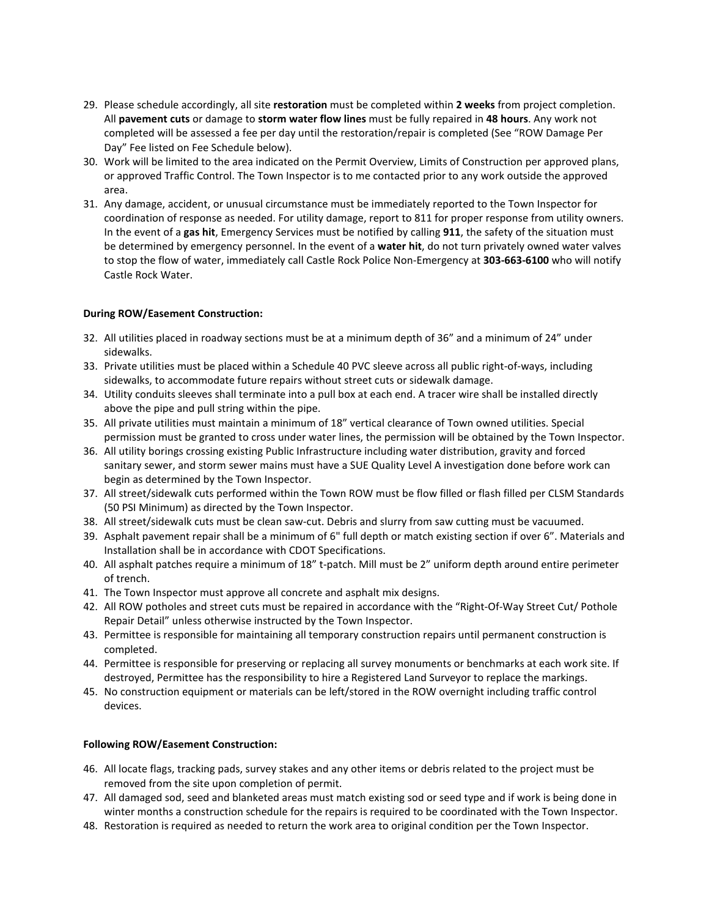29. Please schedule accordingly, all site **restoration** must be completed within **2 weeks** from project completion. All **pavement cuts** or damage to **storm water flow lines** must be fully repaired in **48 hours**. Any work not completed will be assessed a fee per day until the restoration/repair is completed (See "ROW Damage Per Day" Fee listed on Fee Schedule below).
30. Work will be limited to the area indicated on the Permit Overview, Limits of Construction per approved plans, or approved Traffic Control. The Town Inspector is to me contacted prior to any work outside the approved area.
31. Any damage, accident, or unusual circumstance must be immediately reported to the Town Inspector for coordination of response as needed. For utility damage, report to 811 for proper response from utility owners. In the event of a **gas hit**, Emergency Services must be notified by calling **911**, the safety of the situation must be determined by emergency personnel. In the event of a **water hit**, do not turn privately owned water valves to stop the flow of water, immediately call Castle Rock Police Non-Emergency at **303-663-6100** who will notify Castle Rock Water.

**During ROW/Easement Construction:**

32. All utilities placed in roadway sections must be at a minimum depth of 36" and a minimum of 24" under sidewalks.
33. Private utilities must be placed within a Schedule 40 PVC sleeve across all public right-of-ways, including sidewalks, to accommodate future repairs without street cuts or sidewalk damage.
34. Utility conduits sleeves shall terminate into a pull box at each end. A tracer wire shall be installed directly above the pipe and pull string within the pipe.
35. All private utilities must maintain a minimum of 18" vertical clearance of Town owned utilities. Special permission must be granted to cross under water lines, the permission will be obtained by the Town Inspector.
36. All utility borings crossing existing Public Infrastructure including water distribution, gravity and forced sanitary sewer, and storm sewer mains must have a SUE Quality Level A investigation done before work can begin as determined by the Town Inspector.
37. All street/sidewalk cuts performed within the Town ROW must be flow filled or flash filled per CLSM Standards (50 PSI Minimum) as directed by the Town Inspector.
38. All street/sidewalk cuts must be clean saw-cut. Debris and slurry from saw cutting must be vacuumed.
39. Asphalt pavement repair shall be a minimum of 6" full depth or match existing section if over 6". Materials and Installation shall be in accordance with CDOT Specifications.
40. All asphalt patches require a minimum of 18" t-patch. Mill must be 2" uniform depth around entire perimeter of trench.
41. The Town Inspector must approve all concrete and asphalt mix designs.
42. All ROW potholes and street cuts must be repaired in accordance with the "Right-Of-Way Street Cut/ Pothole Repair Detail" unless otherwise instructed by the Town Inspector.
43. Permittee is responsible for maintaining all temporary construction repairs until permanent construction is completed.
44. Permittee is responsible for preserving or replacing all survey monuments or benchmarks at each work site. If destroyed, Permittee has the responsibility to hire a Registered Land Surveyor to replace the markings.
45. No construction equipment or materials can be left/stored in the ROW overnight including traffic control devices.

**Following ROW/Easement Construction:**

46. All locate flags, tracking pads, survey stakes and any other items or debris related to the project must be removed from the site upon completion of permit.
47. All damaged sod, seed and blanketed areas must match existing sod or seed type and if work is being done in winter months a construction schedule for the repairs is required to be coordinated with the Town Inspector.
48. Restoration is required as needed to return the work area to original condition per the Town Inspector.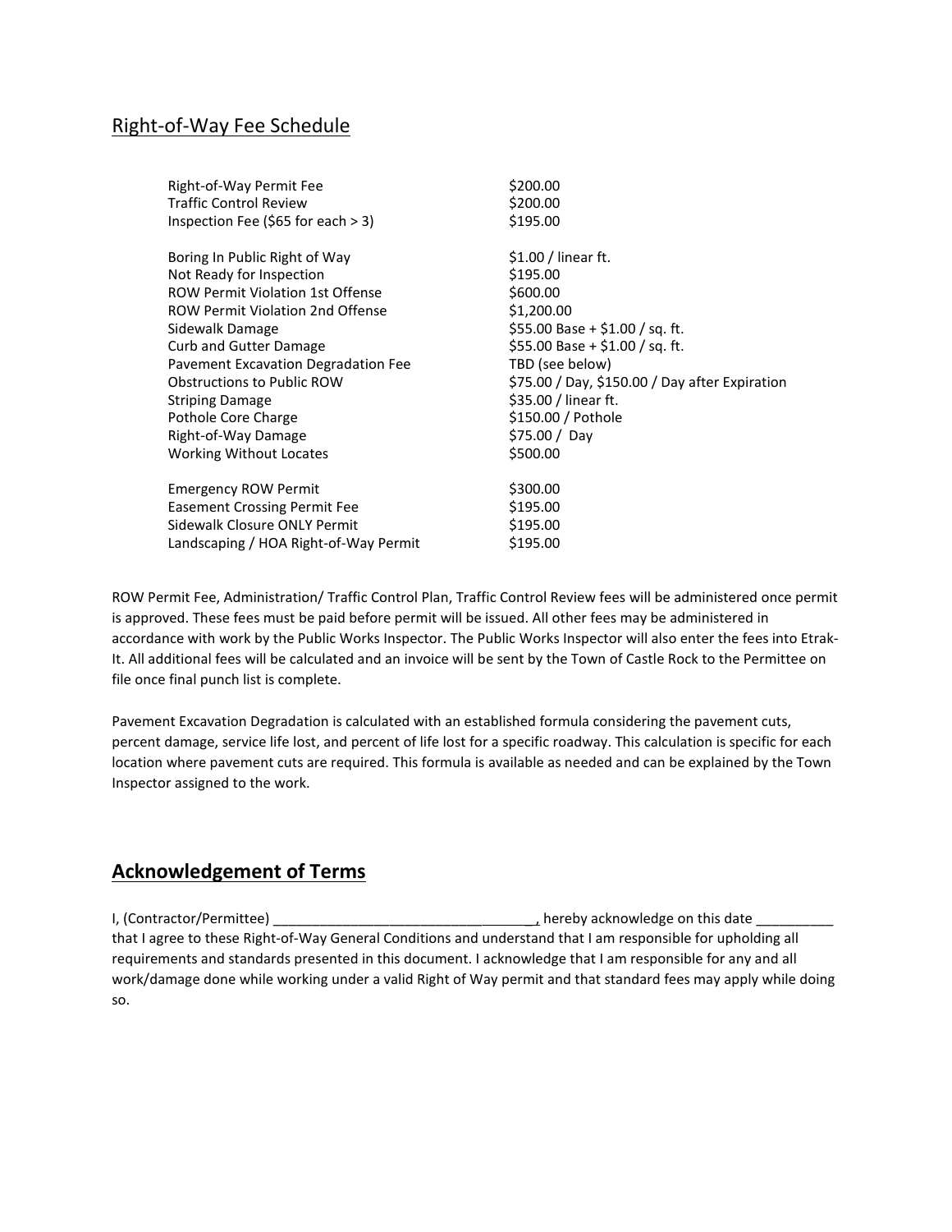## Right-of-Way Fee Schedule

| | |
|---|---|
| Right-of-Way Permit Fee | $200.00 |
| Traffic Control Review | $200.00 |
| Inspection Fee ($65 for each > 3) | $195.00 |
| | |
| Boring In Public Right of Way | $1.00 / linear ft. |
| Not Ready for Inspection | $195.00 |
| ROW Permit Violation 1st Offense | $600.00 |
| ROW Permit Violation 2nd Offense | $1,200.00 |
| Sidewalk Damage | $55.00 Base + $1.00 / sq. ft. |
| Curb and Gutter Damage | $55.00 Base + $1.00 / sq. ft. |
| Pavement Excavation Degradation Fee | TBD (see below) |
| Obstructions to Public ROW | $75.00 / Day, $150.00 / Day after Expiration |
| Striping Damage | $35.00 / linear ft. |
| Pothole Core Charge | $150.00 / Pothole |
| Right-of-Way Damage | $75.00 / Day |
| Working Without Locates | $500.00 |
| | |
| Emergency ROW Permit | $300.00 |
| Easement Crossing Permit Fee | $195.00 |
| Sidewalk Closure ONLY Permit | $195.00 |
| Landscaping / HOA Right-of-Way Permit | $195.00 |

ROW Permit Fee, Administration/ Traffic Control Plan, Traffic Control Review fees will be administered once permit is approved. These fees must be paid before permit will be issued. All other fees may be administered in accordance with work by the Public Works Inspector. The Public Works Inspector will also enter the fees into Etrak-It. All additional fees will be calculated and an invoice will be sent by the Town of Castle Rock to the Permittee on file once final punch list is complete.

Pavement Excavation Degradation is calculated with an established formula considering the pavement cuts, percent damage, service life lost, and percent of life lost for a specific roadway. This calculation is specific for each location where pavement cuts are required. This formula is available as needed and can be explained by the Town Inspector assigned to the work.

## **Acknowledgement of Terms**

I, (Contractor/Permittee) __________________________________, hereby acknowledge on this date __________ that I agree to these Right-of-Way General Conditions and understand that I am responsible for upholding all requirements and standards presented in this document. I acknowledge that I am responsible for any and all work/damage done while working under a valid Right of Way permit and that standard fees may apply while doing so.